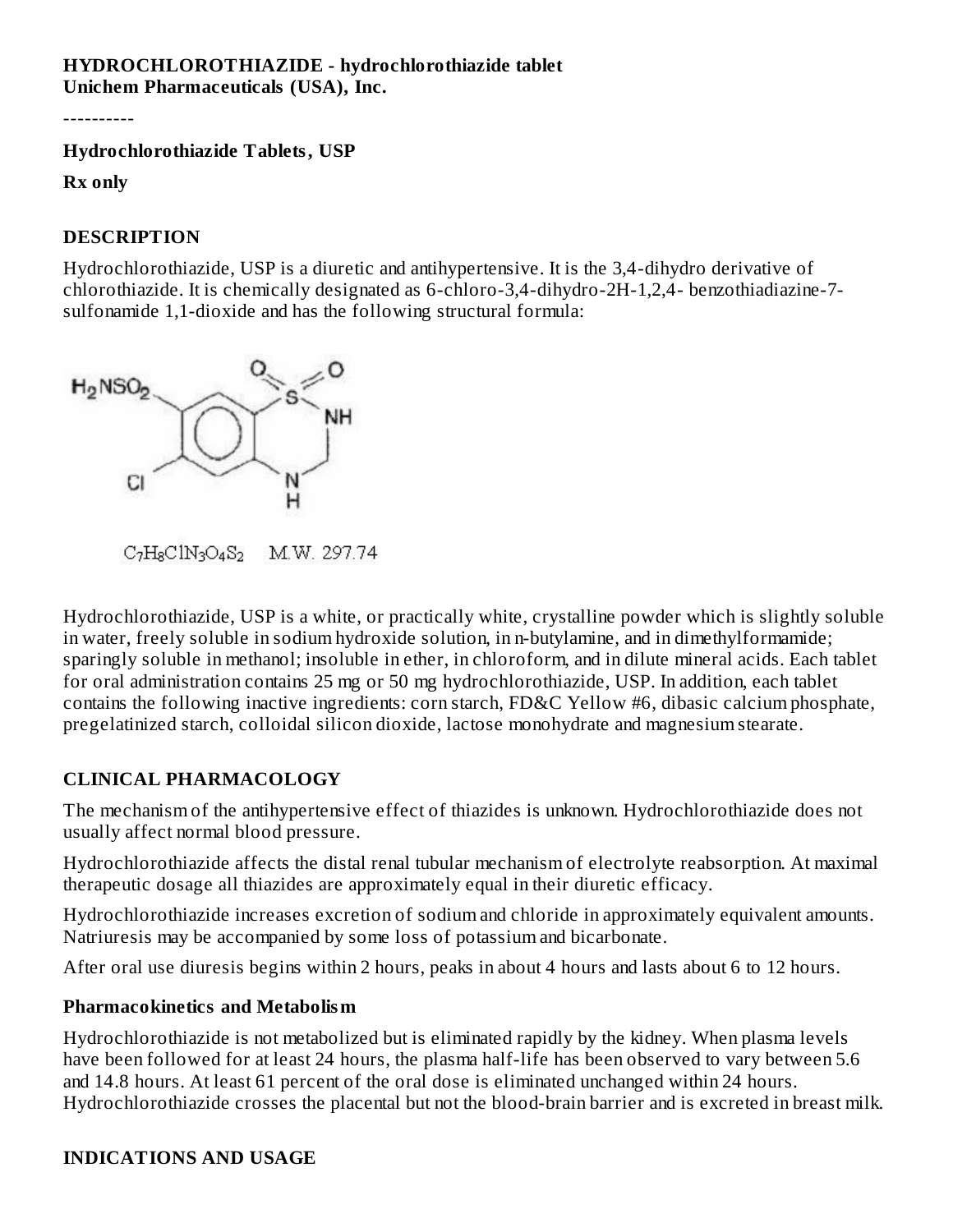**HYDROCHLOROTHIAZIDE - hydrochlorothiazide tablet**
**Unichem Pharmaceuticals (USA), Inc.**

----------

**Hydrochlorothiazide Tablets, USP**

**Rx only**

## DESCRIPTION

Hydrochlorothiazide, USP is a diuretic and antihypertensive. It is the 3,4-dihydro derivative of chlorothiazide. It is chemically designated as 6-chloro-3,4-dihydro-2H-1,2,4- benzothiadiazine-7-sulfonamide 1,1-dioxide and has the following structural formula:

$C_7H_8ClN_3O_4S_2$ M.W. 297.74

Hydrochlorothiazide, USP is a white, or practically white, crystalline powder which is slightly soluble in water, freely soluble in sodium hydroxide solution, in n-butylamine, and in dimethylformamide; sparingly soluble in methanol; insoluble in ether, in chloroform, and in dilute mineral acids. Each tablet for oral administration contains 25 mg or 50 mg hydrochlorothiazide, USP. In addition, each tablet contains the following inactive ingredients: corn starch, FD&C Yellow #6, dibasic calcium phosphate, pregelatinized starch, colloidal silicon dioxide, lactose monohydrate and magnesium stearate.

## CLINICAL PHARMACOLOGY

The mechanism of the antihypertensive effect of thiazides is unknown. Hydrochlorothiazide does not usually affect normal blood pressure.

Hydrochlorothiazide affects the distal renal tubular mechanism of electrolyte reabsorption. At maximal therapeutic dosage all thiazides are approximately equal in their diuretic efficacy.

Hydrochlorothiazide increases excretion of sodium and chloride in approximately equivalent amounts. Natriuresis may be accompanied by some loss of potassium and bicarbonate.

After oral use diuresis begins within 2 hours, peaks in about 4 hours and lasts about 6 to 12 hours.

### Pharmacokinetics and Metabolism

Hydrochlorothiazide is not metabolized but is eliminated rapidly by the kidney. When plasma levels have been followed for at least 24 hours, the plasma half-life has been observed to vary between 5.6 and 14.8 hours. At least 61 percent of the oral dose is eliminated unchanged within 24 hours. Hydrochlorothiazide crosses the placental but not the blood-brain barrier and is excreted in breast milk.

## INDICATIONS AND USAGE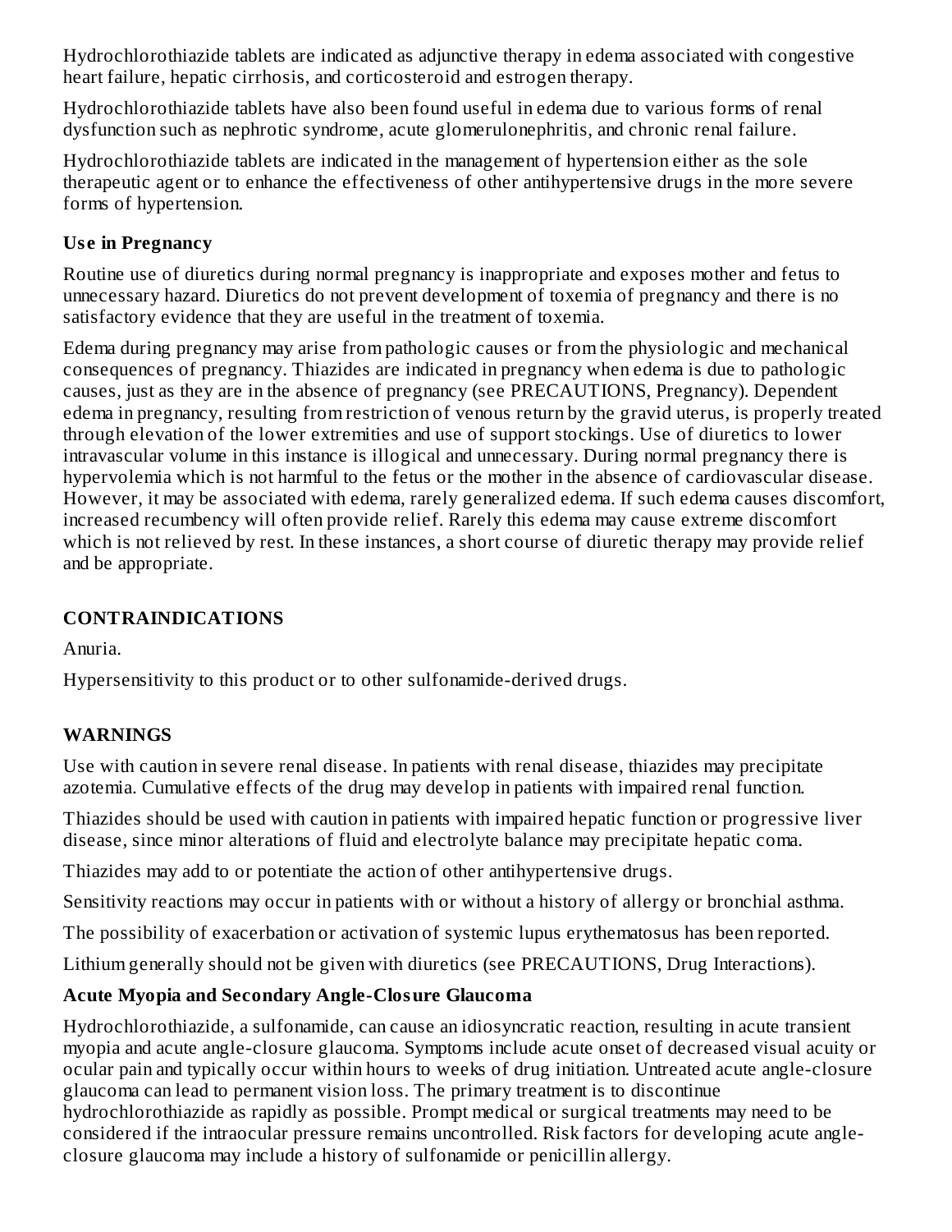Hydrochlorothiazide tablets are indicated as adjunctive therapy in edema associated with congestive heart failure, hepatic cirrhosis, and corticosteroid and estrogen therapy.

Hydrochlorothiazide tablets have also been found useful in edema due to various forms of renal dysfunction such as nephrotic syndrome, acute glomerulonephritis, and chronic renal failure.

Hydrochlorothiazide tablets are indicated in the management of hypertension either as the sole therapeutic agent or to enhance the effectiveness of other antihypertensive drugs in the more severe forms of hypertension.

### Use in Pregnancy

Routine use of diuretics during normal pregnancy is inappropriate and exposes mother and fetus to unnecessary hazard. Diuretics do not prevent development of toxemia of pregnancy and there is no satisfactory evidence that they are useful in the treatment of toxemia.

Edema during pregnancy may arise from pathologic causes or from the physiologic and mechanical consequences of pregnancy. Thiazides are indicated in pregnancy when edema is due to pathologic causes, just as they are in the absence of pregnancy (see PRECAUTIONS, Pregnancy). Dependent edema in pregnancy, resulting from restriction of venous return by the gravid uterus, is properly treated through elevation of the lower extremities and use of support stockings. Use of diuretics to lower intravascular volume in this instance is illogical and unnecessary. During normal pregnancy there is hypervolemia which is not harmful to the fetus or the mother in the absence of cardiovascular disease. However, it may be associated with edema, rarely generalized edema. If such edema causes discomfort, increased recumbency will often provide relief. Rarely this edema may cause extreme discomfort which is not relieved by rest. In these instances, a short course of diuretic therapy may provide relief and be appropriate.

## CONTRAINDICATIONS

Anuria.

Hypersensitivity to this product or to other sulfonamide-derived drugs.

## WARNINGS

Use with caution in severe renal disease. In patients with renal disease, thiazides may precipitate azotemia. Cumulative effects of the drug may develop in patients with impaired renal function.

Thiazides should be used with caution in patients with impaired hepatic function or progressive liver disease, since minor alterations of fluid and electrolyte balance may precipitate hepatic coma.

Thiazides may add to or potentiate the action of other antihypertensive drugs.

Sensitivity reactions may occur in patients with or without a history of allergy or bronchial asthma.

The possibility of exacerbation or activation of systemic lupus erythematosus has been reported.

Lithium generally should not be given with diuretics (see PRECAUTIONS, Drug Interactions).

### Acute Myopia and Secondary Angle-Closure Glaucoma

Hydrochlorothiazide, a sulfonamide, can cause an idiosyncratic reaction, resulting in acute transient myopia and acute angle-closure glaucoma. Symptoms include acute onset of decreased visual acuity or ocular pain and typically occur within hours to weeks of drug initiation. Untreated acute angle-closure glaucoma can lead to permanent vision loss. The primary treatment is to discontinue hydrochlorothiazide as rapidly as possible. Prompt medical or surgical treatments may need to be considered if the intraocular pressure remains uncontrolled. Risk factors for developing acute angle-closure glaucoma may include a history of sulfonamide or penicillin allergy.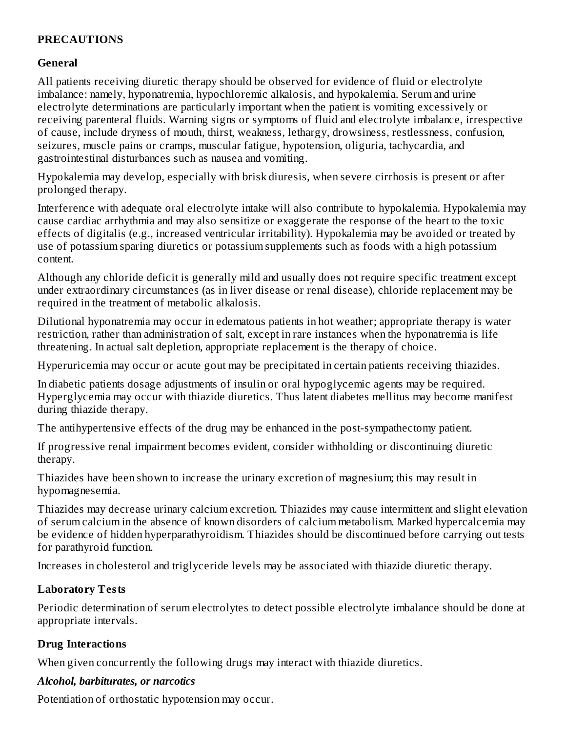## PRECAUTIONS

### General

All patients receiving diuretic therapy should be observed for evidence of fluid or electrolyte imbalance: namely, hyponatremia, hypochloremic alkalosis, and hypokalemia. Serum and urine electrolyte determinations are particularly important when the patient is vomiting excessively or receiving parenteral fluids. Warning signs or symptoms of fluid and electrolyte imbalance, irrespective of cause, include dryness of mouth, thirst, weakness, lethargy, drowsiness, restlessness, confusion, seizures, muscle pains or cramps, muscular fatigue, hypotension, oliguria, tachycardia, and gastrointestinal disturbances such as nausea and vomiting.

Hypokalemia may develop, especially with brisk diuresis, when severe cirrhosis is present or after prolonged therapy.

Interference with adequate oral electrolyte intake will also contribute to hypokalemia. Hypokalemia may cause cardiac arrhythmia and may also sensitize or exaggerate the response of the heart to the toxic effects of digitalis (e.g., increased ventricular irritability). Hypokalemia may be avoided or treated by use of potassium sparing diuretics or potassium supplements such as foods with a high potassium content.

Although any chloride deficit is generally mild and usually does not require specific treatment except under extraordinary circumstances (as in liver disease or renal disease), chloride replacement may be required in the treatment of metabolic alkalosis.

Dilutional hyponatremia may occur in edematous patients in hot weather; appropriate therapy is water restriction, rather than administration of salt, except in rare instances when the hyponatremia is life threatening. In actual salt depletion, appropriate replacement is the therapy of choice.

Hyperuricemia may occur or acute gout may be precipitated in certain patients receiving thiazides.

In diabetic patients dosage adjustments of insulin or oral hypoglycemic agents may be required. Hyperglycemia may occur with thiazide diuretics. Thus latent diabetes mellitus may become manifest during thiazide therapy.

The antihypertensive effects of the drug may be enhanced in the post-sympathectomy patient.

If progressive renal impairment becomes evident, consider withholding or discontinuing diuretic therapy.

Thiazides have been shown to increase the urinary excretion of magnesium; this may result in hypomagnesemia.

Thiazides may decrease urinary calcium excretion. Thiazides may cause intermittent and slight elevation of serum calcium in the absence of known disorders of calcium metabolism. Marked hypercalcemia may be evidence of hidden hyperparathyroidism. Thiazides should be discontinued before carrying out tests for parathyroid function.

Increases in cholesterol and triglyceride levels may be associated with thiazide diuretic therapy.

### Laboratory Tests

Periodic determination of serum electrolytes to detect possible electrolyte imbalance should be done at appropriate intervals.

### Drug Interactions

When given concurrently the following drugs may interact with thiazide diuretics.

***Alcohol, barbiturates, or narcotics***

Potentiation of orthostatic hypotension may occur.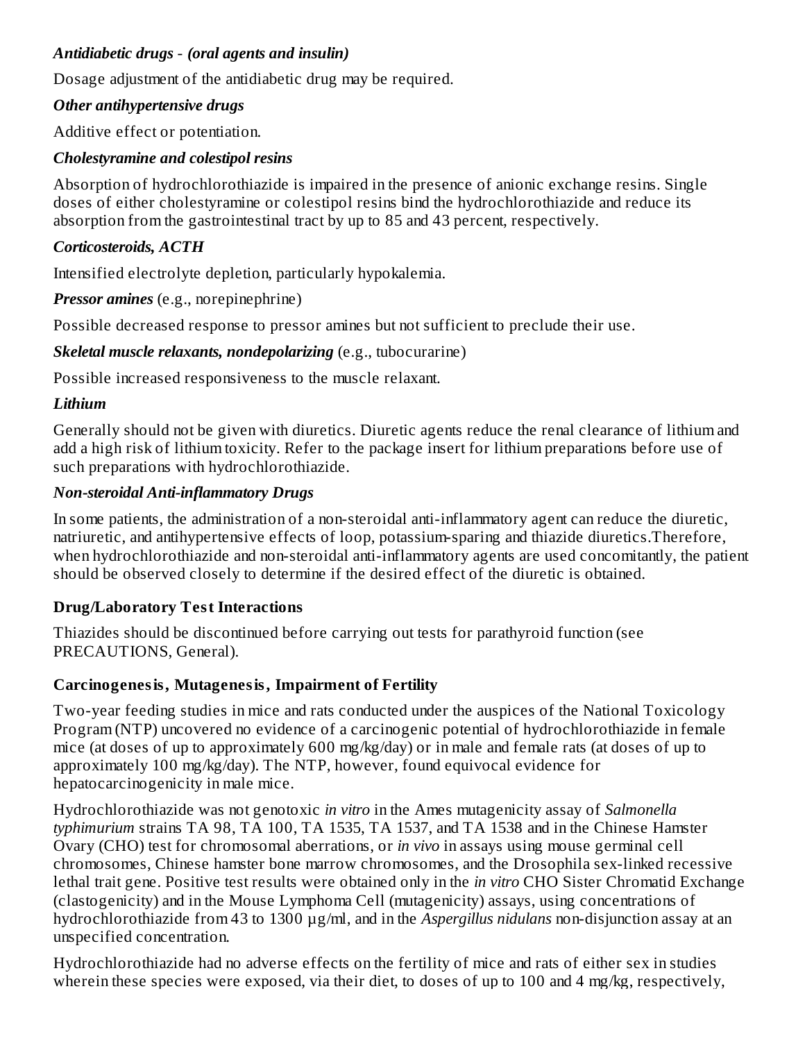***Antidiabetic drugs - (oral agents and insulin)***

Dosage adjustment of the antidiabetic drug may be required.

***Other antihypertensive drugs***

Additive effect or potentiation.

***Cholestyramine and colestipol resins***

Absorption of hydrochlorothiazide is impaired in the presence of anionic exchange resins. Single doses of either cholestyramine or colestipol resins bind the hydrochlorothiazide and reduce its absorption from the gastrointestinal tract by up to 85 and 43 percent, respectively.

***Corticosteroids, ACTH***

Intensified electrolyte depletion, particularly hypokalemia.

***Pressor amines*** (e.g., norepinephrine)

Possible decreased response to pressor amines but not sufficient to preclude their use.

***Skeletal muscle relaxants, nondepolarizing*** (e.g., tubocurarine)

Possible increased responsiveness to the muscle relaxant.

***Lithium***

Generally should not be given with diuretics. Diuretic agents reduce the renal clearance of lithium and add a high risk of lithium toxicity. Refer to the package insert for lithium preparations before use of such preparations with hydrochlorothiazide.

***Non-steroidal Anti-inflammatory Drugs***

In some patients, the administration of a non-steroidal anti-inflammatory agent can reduce the diuretic, natriuretic, and antihypertensive effects of loop, potassium-sparing and thiazide diuretics.Therefore, when hydrochlorothiazide and non-steroidal anti-inflammatory agents are used concomitantly, the patient should be observed closely to determine if the desired effect of the diuretic is obtained.

**Drug/Laboratory Test Interactions**

Thiazides should be discontinued before carrying out tests for parathyroid function (see PRECAUTIONS, General).

**Carcinogenesis, Mutagenesis, Impairment of Fertility**

Two-year feeding studies in mice and rats conducted under the auspices of the National Toxicology Program (NTP) uncovered no evidence of a carcinogenic potential of hydrochlorothiazide in female mice (at doses of up to approximately 600 mg/kg/day) or in male and female rats (at doses of up to approximately 100 mg/kg/day). The NTP, however, found equivocal evidence for hepatocarcinogenicity in male mice.

Hydrochlorothiazide was not genotoxic *in vitro* in the Ames mutagenicity assay of *Salmonella typhimurium* strains TA 98, TA 100, TA 1535, TA 1537, and TA 1538 and in the Chinese Hamster Ovary (CHO) test for chromosomal aberrations, or *in vivo* in assays using mouse germinal cell chromosomes, Chinese hamster bone marrow chromosomes, and the Drosophila sex-linked recessive lethal trait gene. Positive test results were obtained only in the *in vitro* CHO Sister Chromatid Exchange (clastogenicity) and in the Mouse Lymphoma Cell (mutagenicity) assays, using concentrations of hydrochlorothiazide from 43 to 1300 µg/ml, and in the *Aspergillus nidulans* non-disjunction assay at an unspecified concentration.

Hydrochlorothiazide had no adverse effects on the fertility of mice and rats of either sex in studies wherein these species were exposed, via their diet, to doses of up to 100 and 4 mg/kg, respectively,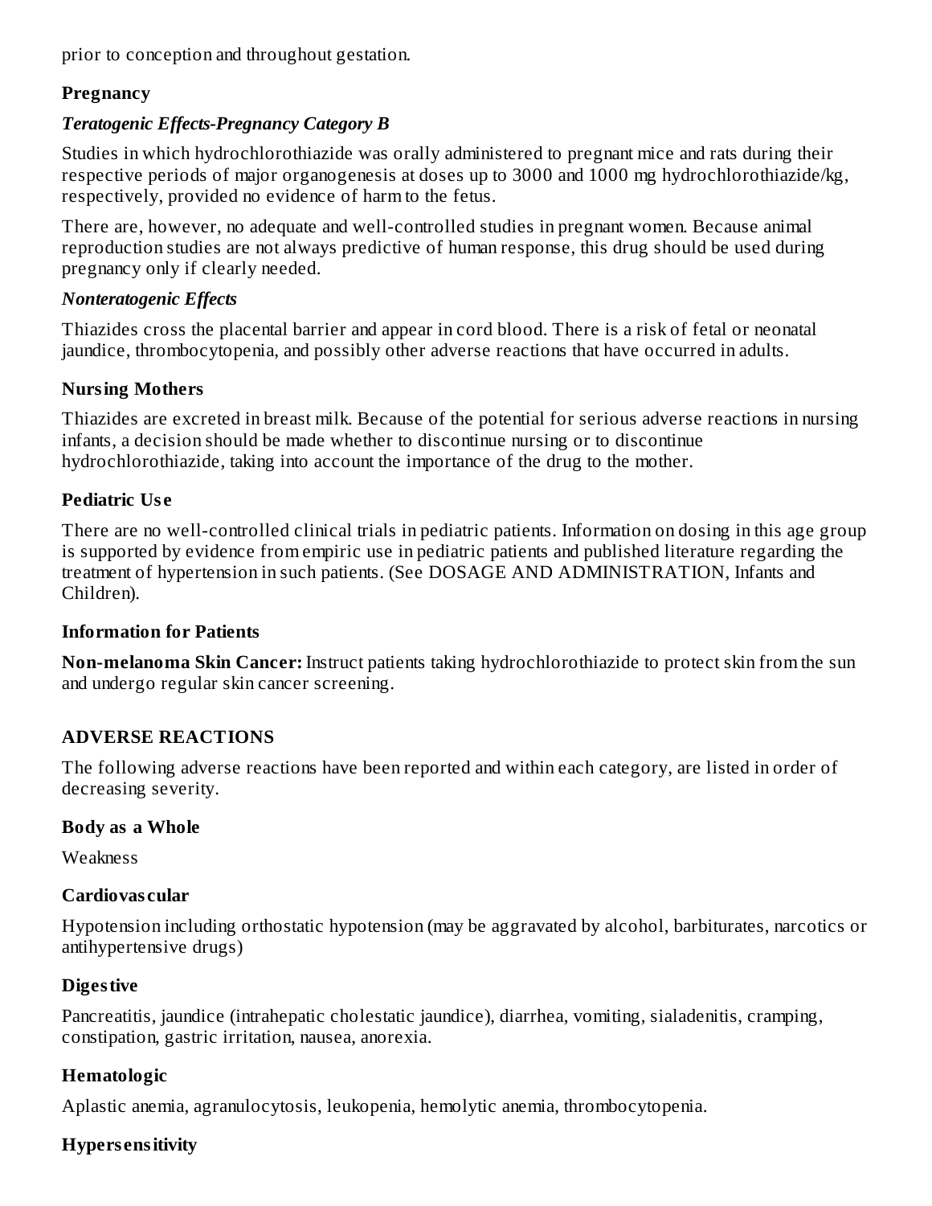prior to conception and throughout gestation.

### Pregnancy

#### *Teratogenic Effects-Pregnancy Category B*

Studies in which hydrochlorothiazide was orally administered to pregnant mice and rats during their respective periods of major organogenesis at doses up to 3000 and 1000 mg hydrochlorothiazide/kg, respectively, provided no evidence of harm to the fetus.

There are, however, no adequate and well-controlled studies in pregnant women. Because animal reproduction studies are not always predictive of human response, this drug should be used during pregnancy only if clearly needed.

#### *Nonteratogenic Effects*

Thiazides cross the placental barrier and appear in cord blood. There is a risk of fetal or neonatal jaundice, thrombocytopenia, and possibly other adverse reactions that have occurred in adults.

### Nursing Mothers

Thiazides are excreted in breast milk. Because of the potential for serious adverse reactions in nursing infants, a decision should be made whether to discontinue nursing or to discontinue hydrochlorothiazide, taking into account the importance of the drug to the mother.

### Pediatric Use

There are no well-controlled clinical trials in pediatric patients. Information on dosing in this age group is supported by evidence from empiric use in pediatric patients and published literature regarding the treatment of hypertension in such patients. (See DOSAGE AND ADMINISTRATION, Infants and Children).

### Information for Patients

**Non-melanoma Skin Cancer:** Instruct patients taking hydrochlorothiazide to protect skin from the sun and undergo regular skin cancer screening.

## ADVERSE REACTIONS

The following adverse reactions have been reported and within each category, are listed in order of decreasing severity.

### Body as a Whole

Weakness

### Cardiovascular

Hypotension including orthostatic hypotension (may be aggravated by alcohol, barbiturates, narcotics or antihypertensive drugs)

### Digestive

Pancreatitis, jaundice (intrahepatic cholestatic jaundice), diarrhea, vomiting, sialadenitis, cramping, constipation, gastric irritation, nausea, anorexia.

### Hematologic

Aplastic anemia, agranulocytosis, leukopenia, hemolytic anemia, thrombocytopenia.

### Hypersensitivity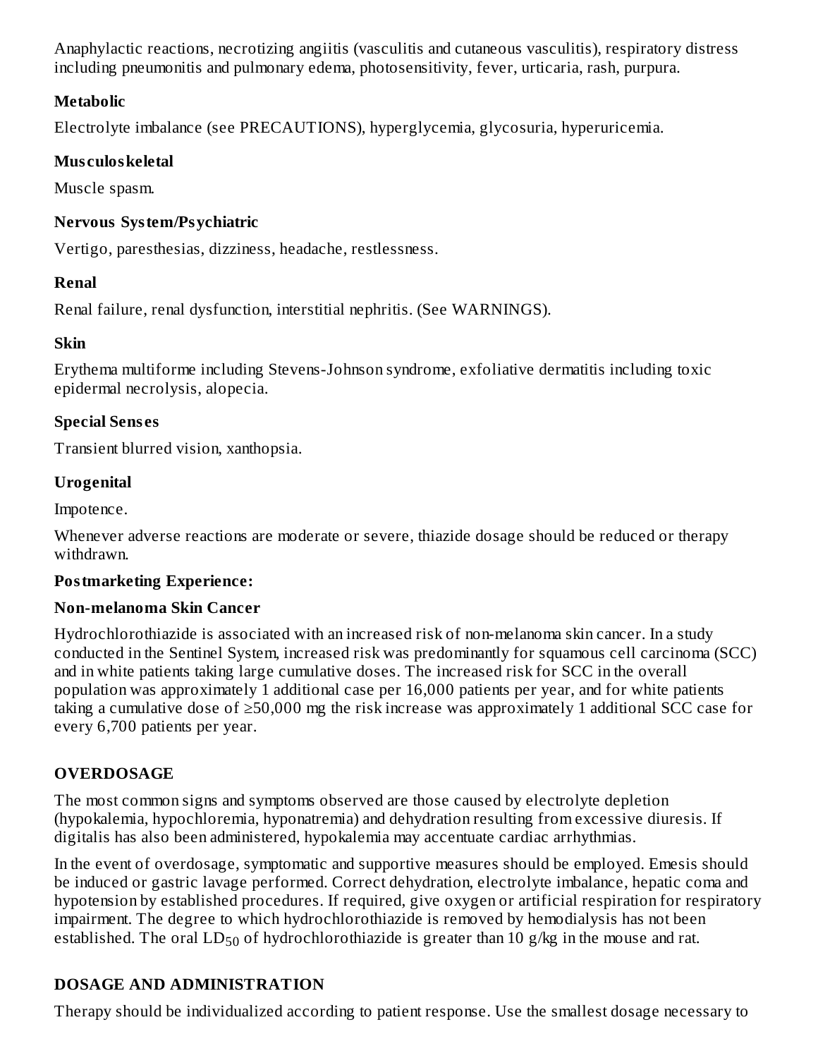Anaphylactic reactions, necrotizing angiitis (vasculitis and cutaneous vasculitis), respiratory distress including pneumonitis and pulmonary edema, photosensitivity, fever, urticaria, rash, purpura.

### Metabolic

Electrolyte imbalance (see PRECAUTIONS), hyperglycemia, glycosuria, hyperuricemia.

### Musculoskeletal

Muscle spasm.

### Nervous System/Psychiatric

Vertigo, paresthesias, dizziness, headache, restlessness.

### Renal

Renal failure, renal dysfunction, interstitial nephritis. (See WARNINGS).

### Skin

Erythema multiforme including Stevens-Johnson syndrome, exfoliative dermatitis including toxic epidermal necrolysis, alopecia.

### Special Senses

Transient blurred vision, xanthopsia.

### Urogenital

Impotence.

Whenever adverse reactions are moderate or severe, thiazide dosage should be reduced or therapy withdrawn.

### Postmarketing Experience:

### Non-melanoma Skin Cancer

Hydrochlorothiazide is associated with an increased risk of non-melanoma skin cancer. In a study conducted in the Sentinel System, increased risk was predominantly for squamous cell carcinoma (SCC) and in white patients taking large cumulative doses. The increased risk for SCC in the overall population was approximately 1 additional case per 16,000 patients per year, and for white patients taking a cumulative dose of ≥50,000 mg the risk increase was approximately 1 additional SCC case for every 6,700 patients per year.

## OVERDOSAGE

The most common signs and symptoms observed are those caused by electrolyte depletion (hypokalemia, hypochloremia, hyponatremia) and dehydration resulting from excessive diuresis. If digitalis has also been administered, hypokalemia may accentuate cardiac arrhythmias.

In the event of overdosage, symptomatic and supportive measures should be employed. Emesis should be induced or gastric lavage performed. Correct dehydration, electrolyte imbalance, hepatic coma and hypotension by established procedures. If required, give oxygen or artificial respiration for respiratory impairment. The degree to which hydrochlorothiazide is removed by hemodialysis has not been established. The oral $LD_{50}$ of hydrochlorothiazide is greater than 10 g/kg in the mouse and rat.

## DOSAGE AND ADMINISTRATION

Therapy should be individualized according to patient response. Use the smallest dosage necessary to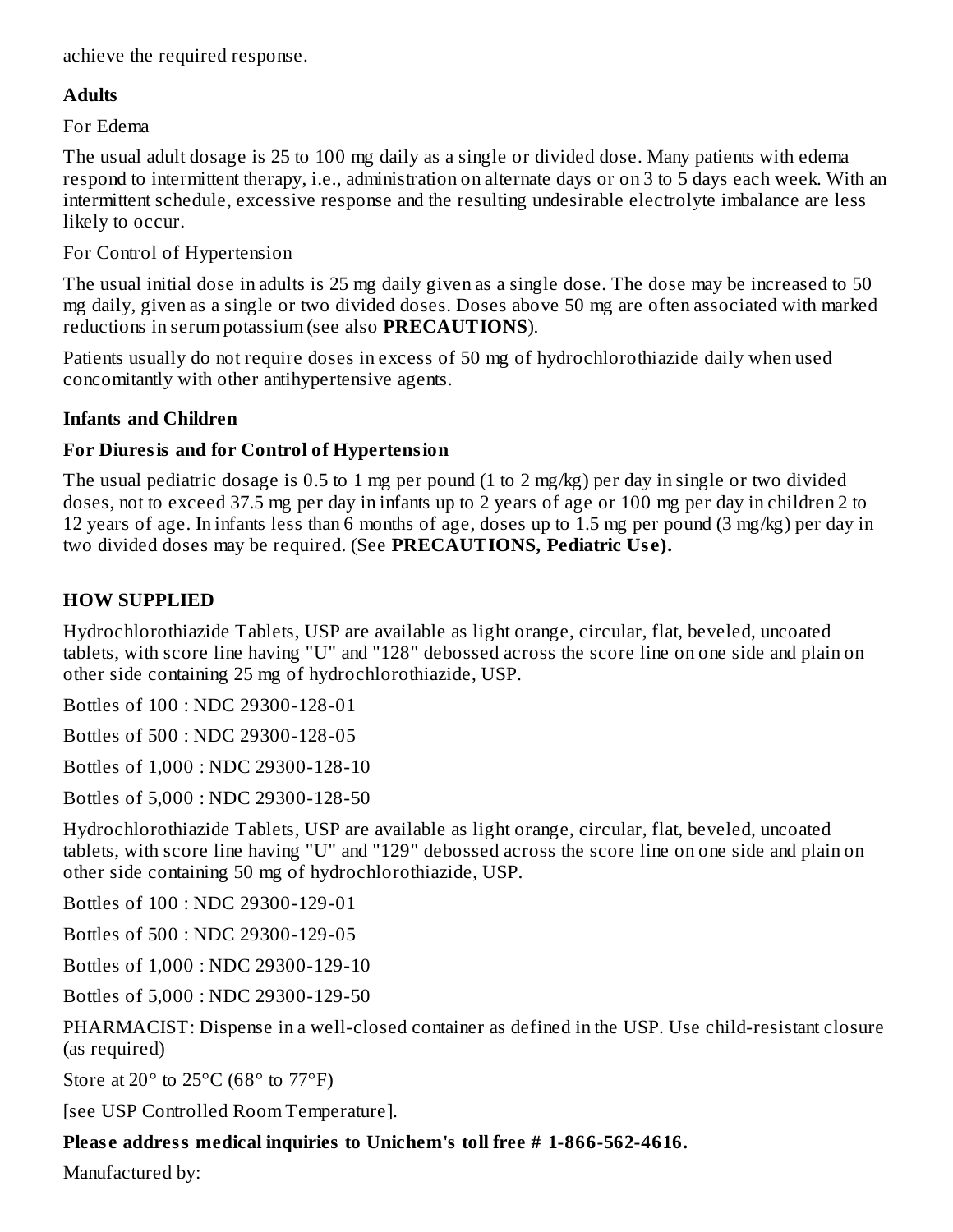achieve the required response.

**Adults**

For Edema

The usual adult dosage is 25 to 100 mg daily as a single or divided dose. Many patients with edema respond to intermittent therapy, i.e., administration on alternate days or on 3 to 5 days each week. With an intermittent schedule, excessive response and the resulting undesirable electrolyte imbalance are less likely to occur.

For Control of Hypertension

The usual initial dose in adults is 25 mg daily given as a single dose. The dose may be increased to 50 mg daily, given as a single or two divided doses. Doses above 50 mg are often associated with marked reductions in serum potassium (see also **PRECAUTIONS**).

Patients usually do not require doses in excess of 50 mg of hydrochlorothiazide daily when used concomitantly with other antihypertensive agents.

**Infants and Children**

**For Diuresis and for Control of Hypertension**

The usual pediatric dosage is 0.5 to 1 mg per pound (1 to 2 mg/kg) per day in single or two divided doses, not to exceed 37.5 mg per day in infants up to 2 years of age or 100 mg per day in children 2 to 12 years of age. In infants less than 6 months of age, doses up to 1.5 mg per pound (3 mg/kg) per day in two divided doses may be required. (See **PRECAUTIONS, Pediatric Use).**

## HOW SUPPLIED

Hydrochlorothiazide Tablets, USP are available as light orange, circular, flat, beveled, uncoated tablets, with score line having "U" and "128" debossed across the score line on one side and plain on other side containing 25 mg of hydrochlorothiazide, USP.

Bottles of 100 : NDC 29300-128-01

Bottles of 500 : NDC 29300-128-05

Bottles of 1,000 : NDC 29300-128-10

Bottles of 5,000 : NDC 29300-128-50

Hydrochlorothiazide Tablets, USP are available as light orange, circular, flat, beveled, uncoated tablets, with score line having "U" and "129" debossed across the score line on one side and plain on other side containing 50 mg of hydrochlorothiazide, USP.

Bottles of 100 : NDC 29300-129-01

Bottles of 500 : NDC 29300-129-05

Bottles of 1,000 : NDC 29300-129-10

Bottles of 5,000 : NDC 29300-129-50

PHARMACIST: Dispense in a well-closed container as defined in the USP. Use child-resistant closure (as required)

Store at 20° to 25°C (68° to 77°F)

[see USP Controlled Room Temperature].

**Please address medical inquiries to Unichem's toll free # 1-866-562-4616.**

Manufactured by: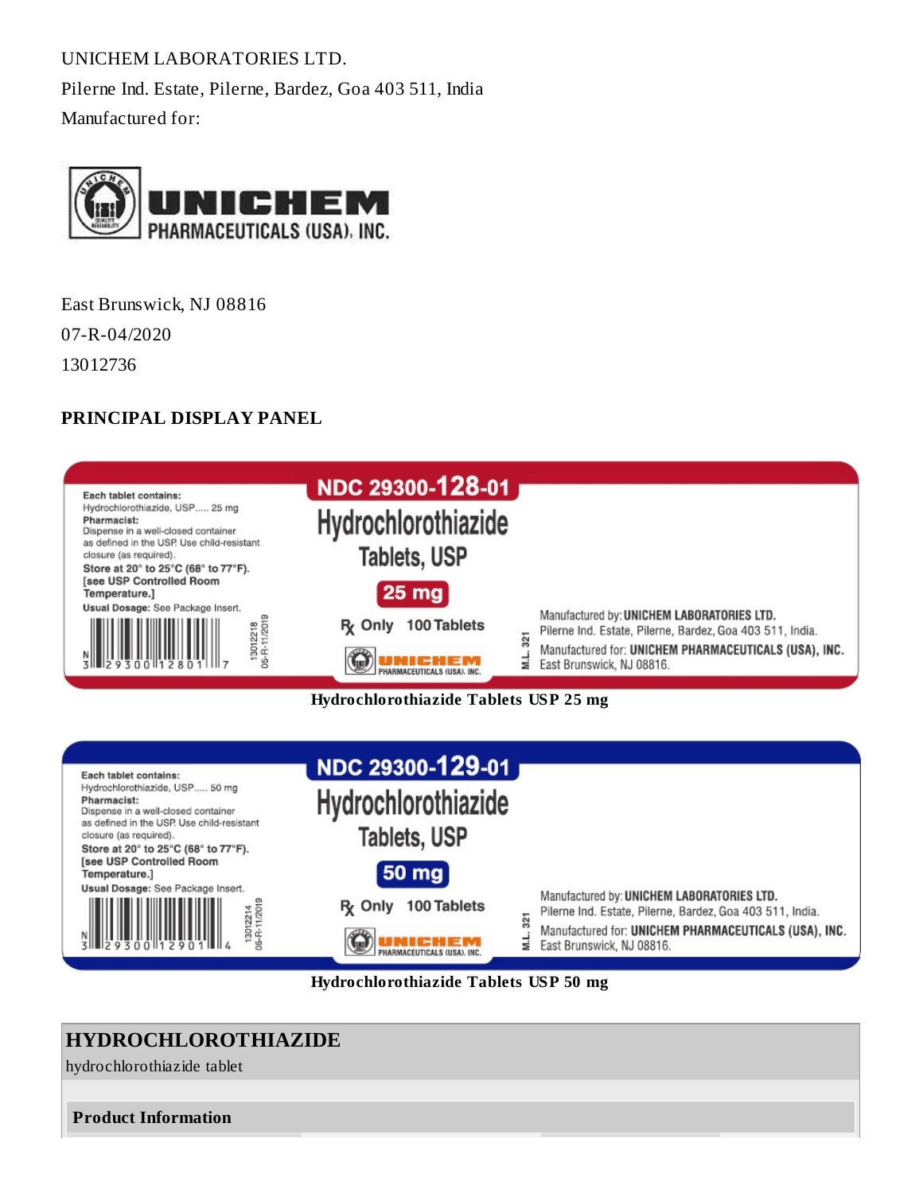UNICHEM LABORATORIES LTD.

Pilerne Ind. Estate, Pilerne, Bardez, Goa 403 511, India

Manufactured for:

UNICHEM PHARMACEUTICALS (USA), INC.

East Brunswick, NJ 08816

07-R-04/2020

13012736

**PRINCIPAL DISPLAY PANEL**

Each tablet contains:
Hydrochlorothiazide, USP..... 25 mg
Pharmacist:
Dispense in a well-closed container as defined in the USP. Use child-resistant closure (as required).
Store at 20° to 25°C (68° to 77°F). [see USP Controlled Room Temperature.]
Usual Dosage: See Package Insert.

NDC 29300-128-01
Hydrochlorothiazide Tablets, USP
25 mg
Rx Only 100 Tablets

Manufactured by: UNICHEM LABORATORIES LTD.
Pilerne Ind. Estate, Pilerne, Bardez, Goa 403 511, India.
Manufactured for: UNICHEM PHARMACEUTICALS (USA), INC.
East Brunswick, NJ 08816.

M.L. 321

13012218
05-R-11/2019

Hydrochlorothiazide Tablets USP 25 mg

Each tablet contains:
Hydrochlorothiazide, USP..... 50 mg
Pharmacist:
Dispense in a well-closed container as defined in the USP. Use child-resistant closure (as required).
Store at 20° to 25°C (68° to 77°F). [see USP Controlled Room Temperature.]
Usual Dosage: See Package Insert.

NDC 29300-129-01
Hydrochlorothiazide Tablets, USP
50 mg
Rx Only 100 Tablets

Manufactured by: UNICHEM LABORATORIES LTD.
Pilerne Ind. Estate, Pilerne, Bardez, Goa 403 511, India.
Manufactured for: UNICHEM PHARMACEUTICALS (USA), INC.
East Brunswick, NJ 08816.

M.L. 321

13012214
05-R-11/2019

Hydrochlorothiazide Tablets USP 50 mg

## HYDROCHLOROTHIAZIDE

hydrochlorothiazide tablet

**Product Information**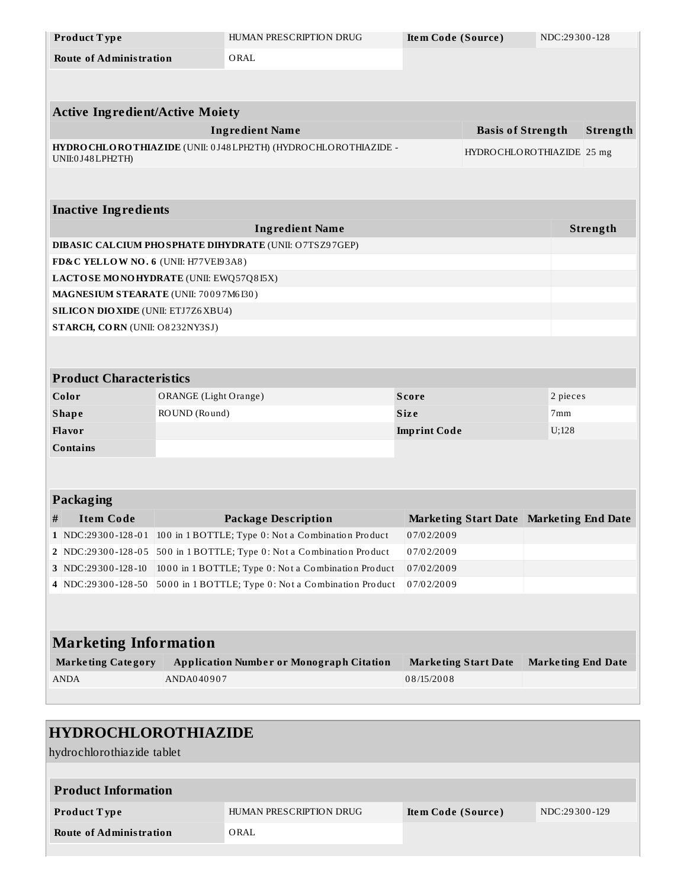| Product Type | HUMAN PRESCRIPTION DRUG | Item Code (Source) | NDC:29300-128 |
| --- | --- | --- | --- |
| Route of Administration | ORAL | | |

| Active Ingredient/Active Moiety | | |
| --- | --- | --- |
| Ingredient Name | Basis of Strength | Strength |
| HYDROCHLOROTHIAZIDE (UNII: 0J48LPH2TH) (HYDROCHLOROTHIAZIDE - UNII:0J48LPH2TH) | HYDROCHLOROTHIAZIDE | 25 mg |

| Inactive Ingredients | |
| --- | --- |
| Ingredient Name | Strength |
| DIBASIC CALCIUM PHOSPHATE DIHYDRATE (UNII: O7TSZ97GEP) | |
| FD&C YELLOW NO. 6 (UNII: H77VEI93A8) | |
| LACTOSE MONOHYDRATE (UNII: EWQ57Q8I5X) | |
| MAGNESIUM STEARATE (UNII: 70097M6I30) | |
| SILICON DIOXIDE (UNII: ETJ7Z6XBU4) | |
| STARCH, CORN (UNII: O8232NY3SJ) | |

| Product Characteristics | | | |
| --- | --- | --- | --- |
| Color | ORANGE (Light Orange) | Score | 2 pieces |
| Shape | ROUND (Round) | Size | 7mm |
| Flavor | | Imprint Code | U;128 |
| Contains | | | |

| Packaging | | | | |
| --- | --- | --- | --- | --- |
| # | Item Code | Package Description | Marketing Start Date | Marketing End Date |
| 1 | NDC:29300-128-01 | 100 in 1 BOTTLE; Type 0: Not a Combination Product | 07/02/2009 | |
| 2 | NDC:29300-128-05 | 500 in 1 BOTTLE; Type 0: Not a Combination Product | 07/02/2009 | |
| 3 | NDC:29300-128-10 | 1000 in 1 BOTTLE; Type 0: Not a Combination Product | 07/02/2009 | |
| 4 | NDC:29300-128-50 | 5000 in 1 BOTTLE; Type 0: Not a Combination Product | 07/02/2009 | |

| Marketing Information | | | |
| --- | --- | --- | --- |
| Marketing Category | Application Number or Monograph Citation | Marketing Start Date | Marketing End Date |
| ANDA | ANDA040907 | 08/15/2008 | |

## HYDROCHLOROTHIAZIDE

hydrochlorothiazide tablet

| Product Information | | | |
| --- | --- | --- | --- |
| Product Type | HUMAN PRESCRIPTION DRUG | Item Code (Source) | NDC:29300-129 |
| Route of Administration | ORAL | | |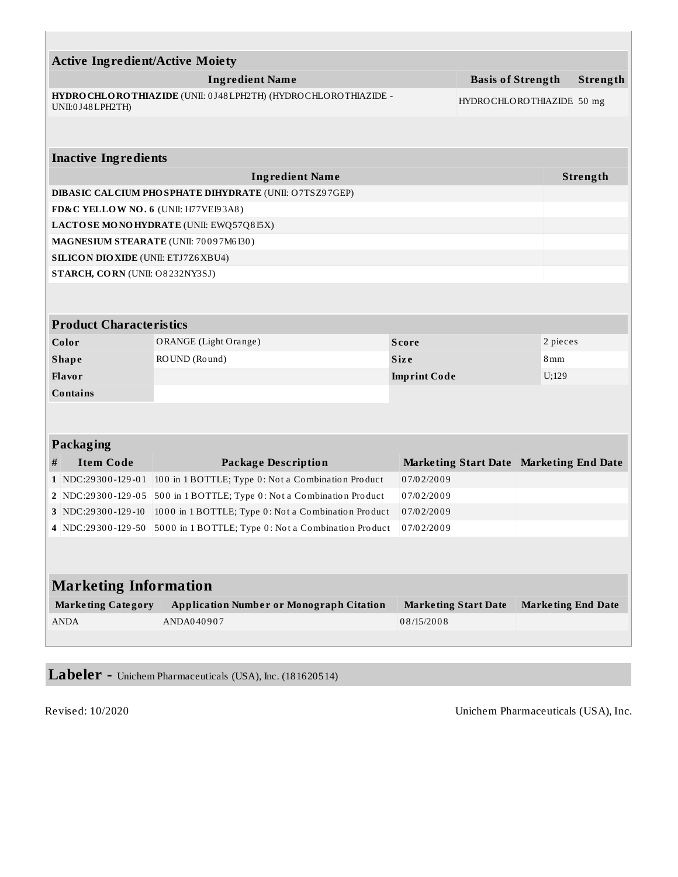| Active Ingredient/Active Moiety | | |
| --- | --- | --- |
| **Ingredient Name** | **Basis of Strength** | **Strength** |
| **HYDROCHLOROTHIAZIDE** (UNII: 0J48LPH2TH) (HYDROCHLOROTHIAZIDE - UNII:0J48LPH2TH) | HYDROCHLOROTHIAZIDE | 50 mg |

| Inactive Ingredients | |
| --- | --- |
| **Ingredient Name** | **Strength** |
| **DIBASIC CALCIUM PHOSPHATE DIHYDRATE** (UNII: O7TSZ97GEP) | |
| **FD&C YELLOW NO. 6** (UNII: H77VEI93A8) | |
| **LACTOSE MONOHYDRATE** (UNII: EWQ57Q8I5X) | |
| **MAGNESIUM STEARATE** (UNII: 70097M6I30) | |
| **SILICON DIOXIDE** (UNII: ETJ7Z6XBU4) | |
| **STARCH, CORN** (UNII: O8232NY3SJ) | |

| Product Characteristics | | | |
| --- | --- | --- | --- |
| **Color** | ORANGE (Light Orange) | **Score** | 2 pieces |
| **Shape** | ROUND (Round) | **Size** | 8mm |
| **Flavor** | | **Imprint Code** | U;129 |
| **Contains** | | | |

| Packaging | | | | |
| --- | --- | --- | --- | --- |
| **#** | **Item Code** | **Package Description** | **Marketing Start Date** | **Marketing End Date** |
| 1 | NDC:29300-129-01 | 100 in 1 BOTTLE; Type 0: Not a Combination Product | 07/02/2009 | |
| 2 | NDC:29300-129-05 | 500 in 1 BOTTLE; Type 0: Not a Combination Product | 07/02/2009 | |
| 3 | NDC:29300-129-10 | 1000 in 1 BOTTLE; Type 0: Not a Combination Product | 07/02/2009 | |
| 4 | NDC:29300-129-50 | 5000 in 1 BOTTLE; Type 0: Not a Combination Product | 07/02/2009 | |

## Marketing Information

| Marketing Category | Application Number or Monograph Citation | Marketing Start Date | Marketing End Date |
| --- | --- | --- | --- |
| ANDA | ANDA040907 | 08/15/2008 | |

## Labeler - Unichem Pharmaceuticals (USA), Inc. (181620514)

Revised: 10/2020

Unichem Pharmaceuticals (USA), Inc.